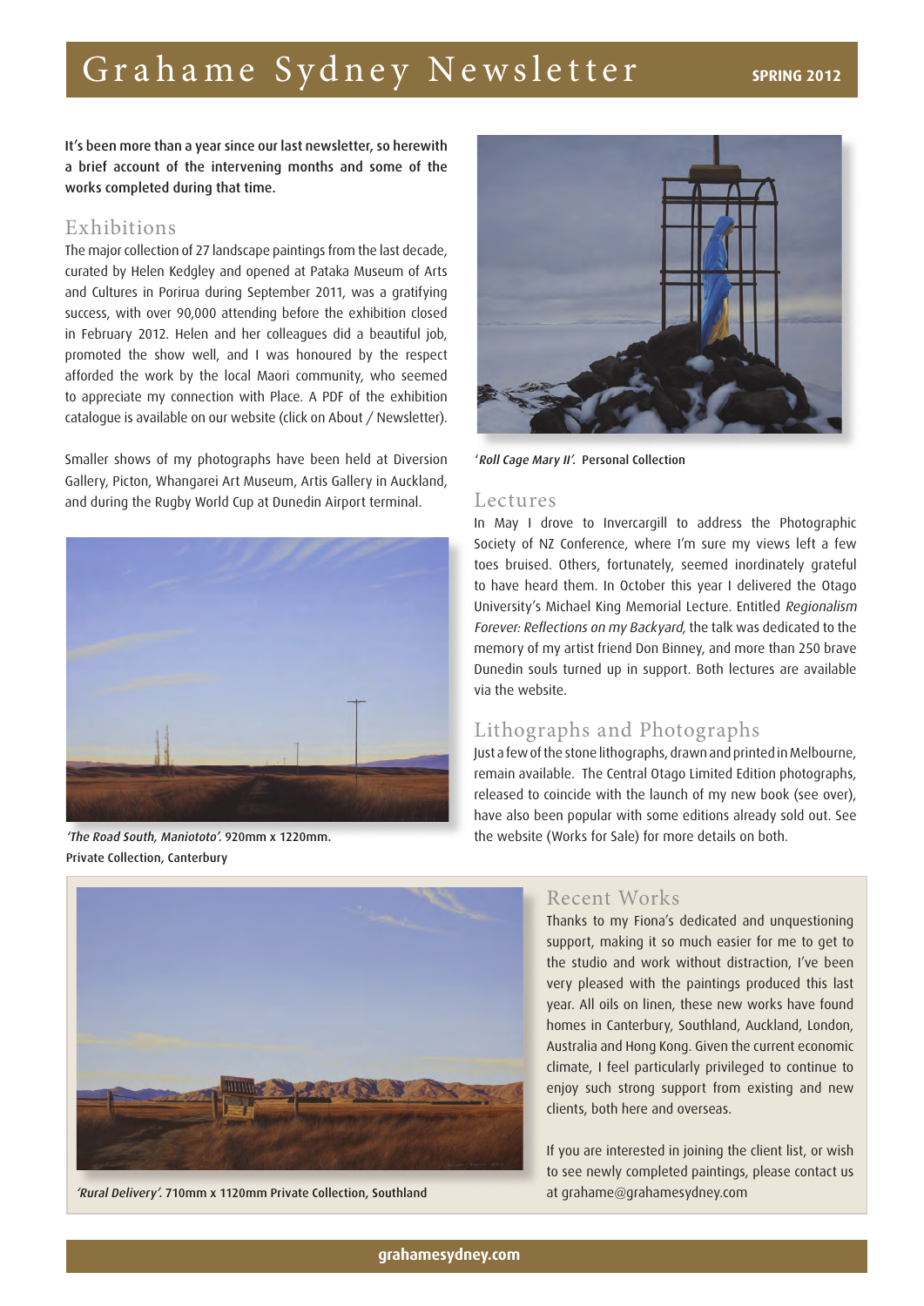# Grahame Sydney Newsletter

**SPRING 2012**

It's been more than a year since our last newsletter, so herewith a brief account of the intervening months and some of the works completed during that time.

## Exhibitions

The major collection of 27 landscape paintings from the last decade, curated by Helen Kedgley and opened at Pataka Museum of Arts and Cultures in Porirua during September 2011, was a gratifying success, with over 90,000 attending before the exhibition closed in February 2012. Helen and her colleagues did a beautiful job, promoted the show well, and I was honoured by the respect afforded the work by the local Maori community, who seemed to appreciate my connection with Place. A PDF of the exhibition catalogue is available on our website (click on About / Newsletter).

Smaller shows of my photographs have been held at Diversion Gallery, Picton, Whangarei Art Museum, Artis Gallery in Auckland, and during the Rugby World Cup at Dunedin Airport terminal.

*'The Road South, Maniototo'.* 920mm x 1220mm. Private Collection, Canterbury

*'Roll Cage Mary II'.* Personal Collection

## Lectures

In May I drove to Invercargill to address the Photographic Society of NZ Conference, where I'm sure my views left a few toes bruised. Others, fortunately, seemed inordinately grateful to have heard them. In October this year I delivered the Otago University's Michael King Memorial Lecture. Entitled *Regionalism Forever: Reflections on my Backyard*, the talk was dedicated to the memory of my artist friend Don Binney, and more than 250 brave Dunedin souls turned up in support. Both lectures are available via the website.

## Lithographs and Photographs

Just a few of the stone lithographs, drawn and printed in Melbourne, remain available. The Central Otago Limited Edition photographs, released to coincide with the launch of my new book (see over), have also been popular with some editions already sold out. See the website (Works for Sale) for more details on both.

*'Rural Delivery'.* 710mm x 1120mm Private Collection, Southland

## Recent Works

Thanks to my Fiona's dedicated and unquestioning support, making it so much easier for me to get to the studio and work without distraction, I've been very pleased with the paintings produced this last year. All oils on linen, these new works have found homes in Canterbury, Southland, Auckland, London, Australia and Hong Kong. Given the current economic climate, I feel particularly privileged to continue to enjoy such strong support from existing and new clients, both here and overseas.

If you are interested in joining the client list, or wish to see newly completed paintings, please contact us at grahame@grahamesydney.com

grahamesydney.com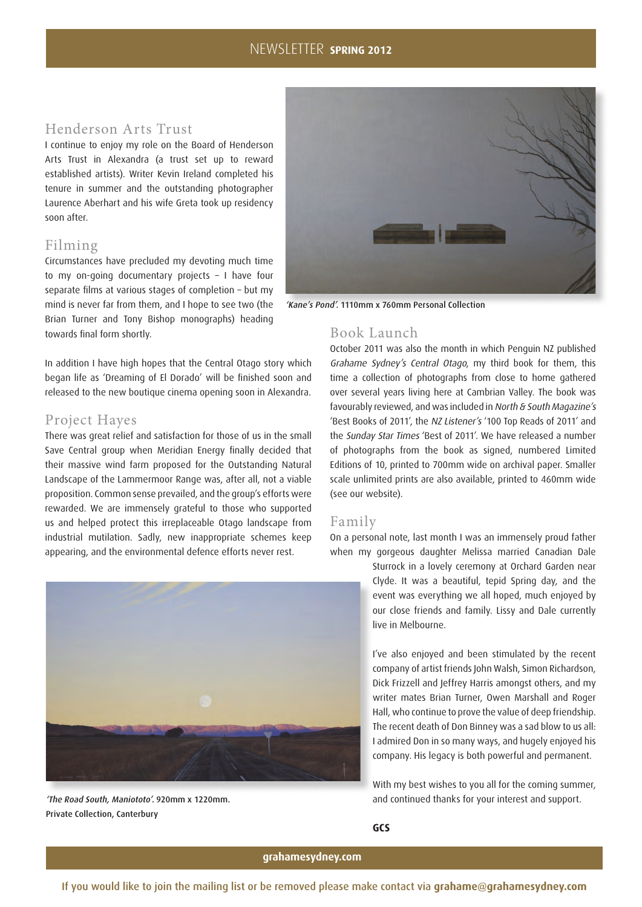## Henderson Arts Trust

I continue to enjoy my role on the Board of Henderson Arts Trust in Alexandra (a trust set up to reward established artists). Writer Kevin Ireland completed his tenure in summer and the outstanding photographer Laurence Aberhart and his wife Greta took up residency soon after.

## Filming

Circumstances have precluded my devoting much time to my on-going documentary projects – I have four separate films at various stages of completion – but my mind is never far from them, and I hope to see two (the Brian Turner and Tony Bishop monographs) heading towards final form shortly.

In addition I have high hopes that the Central Otago story which began life as 'Dreaming of El Dorado' will be finished soon and released to the new boutique cinema opening soon in Alexandra.

## Project Hayes

There was great relief and satisfaction for those of us in the small Save Central group when Meridian Energy finally decided that their massive wind farm proposed for the Outstanding Natural Landscape of the Lammermoor Range was, after all, not a viable proposition. Common sense prevailed, and the group's efforts were rewarded. We are immensely grateful to those who supported us and helped protect this irreplaceable Otago landscape from industrial mutilation. Sadly, new inappropriate schemes keep appearing, and the environmental defence efforts never rest.

*'The Road South, Maniototo'*. 920mm x 1220mm.
Private Collection, Canterbury

*'Kane's Pond'*. 1110mm x 760mm Personal Collection

## Book Launch

October 2011 was also the month in which Penguin NZ published *Grahame Sydney's Central Otago*, my third book for them, this time a collection of photographs from close to home gathered over several years living here at Cambrian Valley. The book was favourably reviewed, and was included in *North & South Magazine's* 'Best Books of 2011', the *NZ Listener's* '100 Top Reads of 2011' and the *Sunday Star Times* 'Best of 2011'. We have released a number of photographs from the book as signed, numbered Limited Editions of 10, printed to 700mm wide on archival paper. Smaller scale unlimited prints are also available, printed to 460mm wide (see our website).

## Family

On a personal note, last month I was an immensely proud father when my gorgeous daughter Melissa married Canadian Dale Sturrock in a lovely ceremony at Orchard Garden near Clyde. It was a beautiful, tepid Spring day, and the event was everything we all hoped, much enjoyed by our close friends and family. Lissy and Dale currently live in Melbourne.

I've also enjoyed and been stimulated by the recent company of artist friends John Walsh, Simon Richardson, Dick Frizzell and Jeffrey Harris amongst others, and my writer mates Brian Turner, Owen Marshall and Roger Hall, who continue to prove the value of deep friendship. The recent death of Don Binney was a sad blow to us all: I admired Don in so many ways, and hugely enjoyed his company. His legacy is both powerful and permanent.

With my best wishes to you all for the coming summer, and continued thanks for your interest and support.

**GCS**

**grahamesydney.com**

If you would like to join the mailing list or be removed please make contact via **grahame@grahamesydney.com**